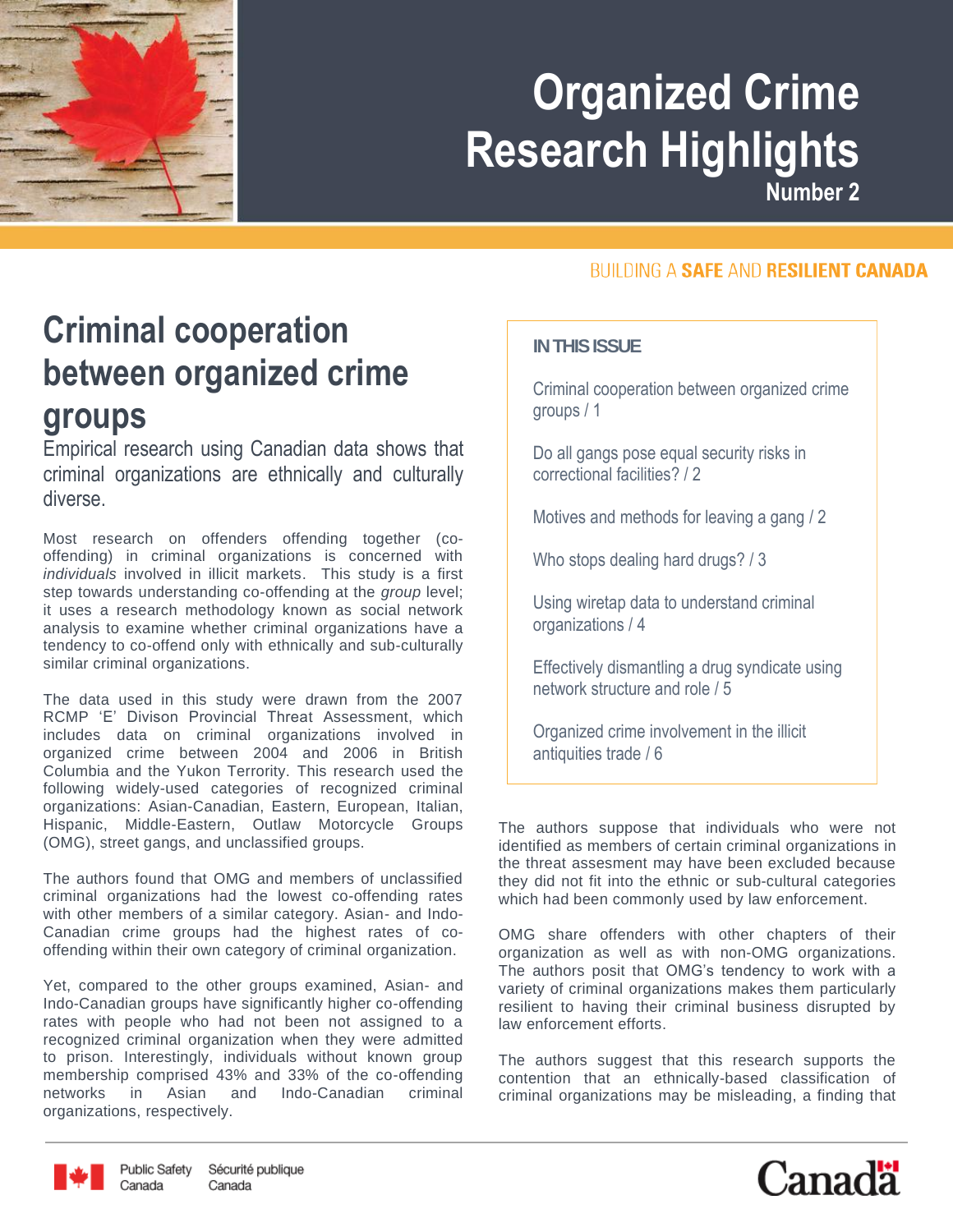# Organized Crime Research Highlights

Number 2

BUILDING A **SAFE** AND **RESILIENT CANADA**

## Criminal cooperation between organized crime groups

Empirical research using Canadian data shows that criminal organizations are ethnically and culturally diverse.

Most research on offenders offending together (co-offending) in criminal organizations is concerned with *individuals* involved in illicit markets. This study is a first step towards understanding co-offending at the *group* level; it uses a research methodology known as social network analysis to examine whether criminal organizations have a tendency to co-offend only with ethnically and sub-culturally similar criminal organizations.

The data used in this study were drawn from the 2007 RCMP 'E' Divison Provincial Threat Assessment, which includes data on criminal organizations involved in organized crime between 2004 and 2006 in British Columbia and the Yukon Terrority. This research used the following widely-used categories of recognized criminal organizations: Asian-Canadian, Eastern, European, Italian, Hispanic, Middle-Eastern, Outlaw Motorcycle Groups (OMG), street gangs, and unclassified groups.

The authors found that OMG and members of unclassified criminal organizations had the lowest co-offending rates with other members of a similar category. Asian- and Indo-Canadian crime groups had the highest rates of co-offending within their own category of criminal organization.

Yet, compared to the other groups examined, Asian- and Indo-Canadian groups have significantly higher co-offending rates with people who had not been not assigned to a recognized criminal organization when they were admitted to prison. Interestingly, individuals without known group membership comprised 43% and 33% of the co-offending networks in Asian and Indo-Canadian criminal organizations, respectively.

**IN THIS ISSUE**

- Criminal cooperation between organized crime groups / 1
- Do all gangs pose equal security risks in correctional facilities? / 2
- Motives and methods for leaving a gang / 2
- Who stops dealing hard drugs? / 3
- Using wiretap data to understand criminal organizations / 4
- Effectively dismantling a drug syndicate using network structure and role / 5
- Organized crime involvement in the illicit antiquities trade / 6

The authors suppose that individuals who were not identified as members of certain criminal organizations in the threat assesment may have been excluded because they did not fit into the ethnic or sub-cultural categories which had been commonly used by law enforcement.

OMG share offenders with other chapters of their organization as well as with non-OMG organizations. The authors posit that OMG's tendency to work with a variety of criminal organizations makes them particularly resilient to having their criminal business disrupted by law enforcement efforts.

The authors suggest that this research supports the contention that an ethnically-based classification of criminal organizations may be misleading, a finding that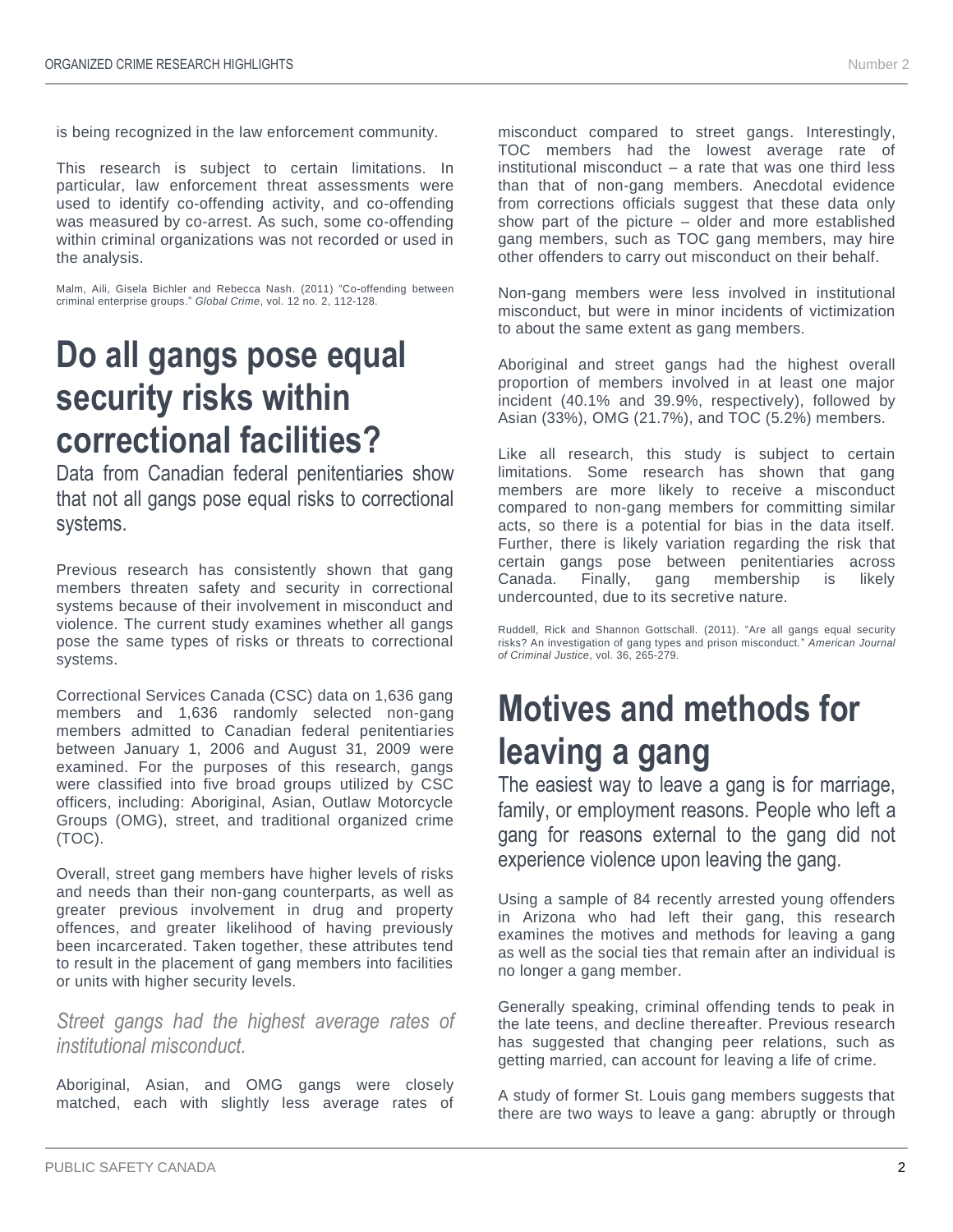is being recognized in the law enforcement community.

This research is subject to certain limitations. In particular, law enforcement threat assessments were used to identify co-offending activity, and co-offending was measured by co-arrest. As such, some co-offending within criminal organizations was not recorded or used in the analysis.

Malm, Aili, Gisela Bichler and Rebecca Nash. (2011) "Co-offending between criminal enterprise groups." *Global Crime*, vol. 12 no. 2, 112-128.

# Do all gangs pose equal security risks within correctional facilities?

Data from Canadian federal penitentiaries show that not all gangs pose equal risks to correctional systems.

Previous research has consistently shown that gang members threaten safety and security in correctional systems because of their involvement in misconduct and violence. The current study examines whether all gangs pose the same types of risks or threats to correctional systems.

Correctional Services Canada (CSC) data on 1,636 gang members and 1,636 randomly selected non-gang members admitted to Canadian federal penitentiaries between January 1, 2006 and August 31, 2009 were examined. For the purposes of this research, gangs were classified into five broad groups utilized by CSC officers, including: Aboriginal, Asian, Outlaw Motorcycle Groups (OMG), street, and traditional organized crime (TOC).

Overall, street gang members have higher levels of risks and needs than their non-gang counterparts, as well as greater previous involvement in drug and property offences, and greater likelihood of having previously been incarcerated. Taken together, these attributes tend to result in the placement of gang members into facilities or units with higher security levels.

*Street gangs had the highest average rates of institutional misconduct.*

Aboriginal, Asian, and OMG gangs were closely matched, each with slightly less average rates of misconduct compared to street gangs. Interestingly, TOC members had the lowest average rate of institutional misconduct – a rate that was one third less than that of non-gang members. Anecdotal evidence from corrections officials suggest that these data only show part of the picture – older and more established gang members, such as TOC gang members, may hire other offenders to carry out misconduct on their behalf.

Non-gang members were less involved in institutional misconduct, but were in minor incidents of victimization to about the same extent as gang members.

Aboriginal and street gangs had the highest overall proportion of members involved in at least one major incident (40.1% and 39.9%, respectively), followed by Asian (33%), OMG (21.7%), and TOC (5.2%) members.

Like all research, this study is subject to certain limitations. Some research has shown that gang members are more likely to receive a misconduct compared to non-gang members for committing similar acts, so there is a potential for bias in the data itself. Further, there is likely variation regarding the risk that certain gangs pose between penitentiaries across Canada. Finally, gang membership is likely undercounted, due to its secretive nature.

Ruddell, Rick and Shannon Gottschall. (2011). "Are all gangs equal security risks? An investigation of gang types and prison misconduct." *American Journal of Criminal Justice*, vol. 36, 265-279.

# Motives and methods for leaving a gang

The easiest way to leave a gang is for marriage, family, or employment reasons. People who left a gang for reasons external to the gang did not experience violence upon leaving the gang.

Using a sample of 84 recently arrested young offenders in Arizona who had left their gang, this research examines the motives and methods for leaving a gang as well as the social ties that remain after an individual is no longer a gang member.

Generally speaking, criminal offending tends to peak in the late teens, and decline thereafter. Previous research has suggested that changing peer relations, such as getting married, can account for leaving a life of crime.

A study of former St. Louis gang members suggests that there are two ways to leave a gang: abruptly or through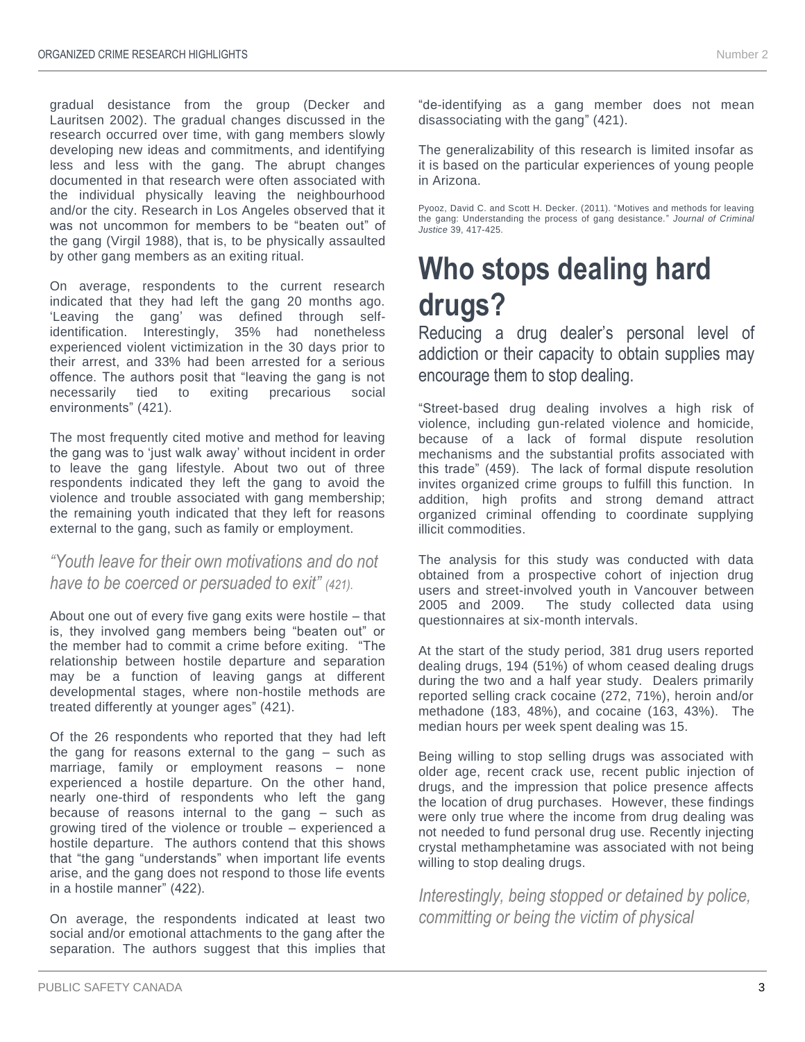gradual desistance from the group (Decker and Lauritsen 2002). The gradual changes discussed in the research occurred over time, with gang members slowly developing new ideas and commitments, and identifying less and less with the gang. The abrupt changes documented in that research were often associated with the individual physically leaving the neighbourhood and/or the city. Research in Los Angeles observed that it was not uncommon for members to be "beaten out" of the gang (Virgil 1988), that is, to be physically assaulted by other gang members as an exiting ritual.

On average, respondents to the current research indicated that they had left the gang 20 months ago. 'Leaving the gang' was defined through self-identification. Interestingly, 35% had nonetheless experienced violent victimization in the 30 days prior to their arrest, and 33% had been arrested for a serious offence. The authors posit that "leaving the gang is not necessarily tied to exiting precarious social environments" (421).

The most frequently cited motive and method for leaving the gang was to 'just walk away' without incident in order to leave the gang lifestyle. About two out of three respondents indicated they left the gang to avoid the violence and trouble associated with gang membership; the remaining youth indicated that they left for reasons external to the gang, such as family or employment.

*"Youth leave for their own motivations and do not have to be coerced or persuaded to exit" (421).*

About one out of every five gang exits were hostile – that is, they involved gang members being "beaten out" or the member had to commit a crime before exiting. "The relationship between hostile departure and separation may be a function of leaving gangs at different developmental stages, where non-hostile methods are treated differently at younger ages" (421).

Of the 26 respondents who reported that they had left the gang for reasons external to the gang – such as marriage, family or employment reasons – none experienced a hostile departure. On the other hand, nearly one-third of respondents who left the gang because of reasons internal to the gang – such as growing tired of the violence or trouble – experienced a hostile departure. The authors contend that this shows that "the gang "understands" when important life events arise, and the gang does not respond to those life events in a hostile manner" (422).

On average, the respondents indicated at least two social and/or emotional attachments to the gang after the separation. The authors suggest that this implies that "de-identifying as a gang member does not mean disassociating with the gang" (421).

The generalizability of this research is limited insofar as it is based on the particular experiences of young people in Arizona.

Pyooz, David C. and Scott H. Decker. (2011). "Motives and methods for leaving the gang: Understanding the process of gang desistance." *Journal of Criminal Justice* 39, 417-425.

# Who stops dealing hard drugs?

Reducing a drug dealer's personal level of addiction or their capacity to obtain supplies may encourage them to stop dealing.

"Street-based drug dealing involves a high risk of violence, including gun-related violence and homicide, because of a lack of formal dispute resolution mechanisms and the substantial profits associated with this trade" (459). The lack of formal dispute resolution invites organized crime groups to fulfill this function. In addition, high profits and strong demand attract organized criminal offending to coordinate supplying illicit commodities.

The analysis for this study was conducted with data obtained from a prospective cohort of injection drug users and street-involved youth in Vancouver between 2005 and 2009. The study collected data using questionnaires at six-month intervals.

At the start of the study period, 381 drug users reported dealing drugs, 194 (51%) of whom ceased dealing drugs during the two and a half year study. Dealers primarily reported selling crack cocaine (272, 71%), heroin and/or methadone (183, 48%), and cocaine (163, 43%). The median hours per week spent dealing was 15.

Being willing to stop selling drugs was associated with older age, recent crack use, recent public injection of drugs, and the impression that police presence affects the location of drug purchases. However, these findings were only true where the income from drug dealing was not needed to fund personal drug use. Recently injecting crystal methamphetamine was associated with not being willing to stop dealing drugs.

*Interestingly, being stopped or detained by police, committing or being the victim of physical*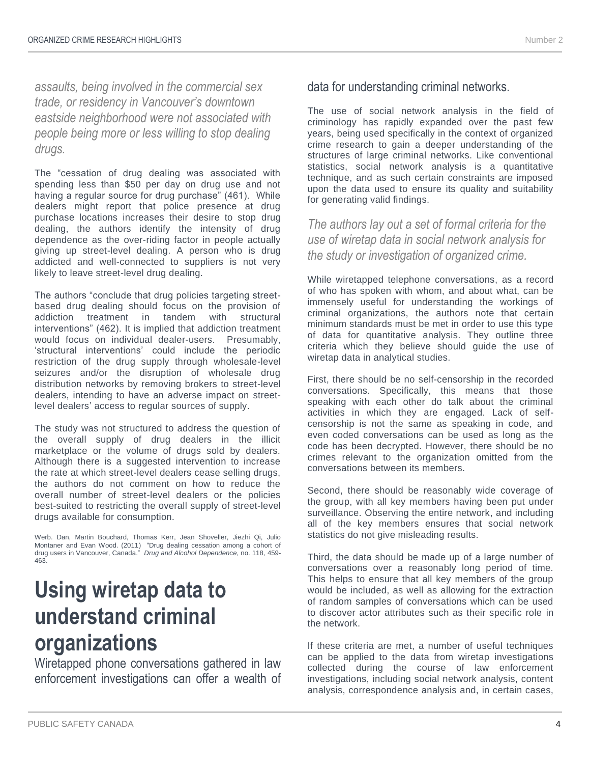*assaults, being involved in the commercial sex trade, or residency in Vancouver's downtown eastside neighborhood were not associated with people being more or less willing to stop dealing drugs.*

The "cessation of drug dealing was associated with spending less than $50 per day on drug use and not having a regular source for drug purchase" (461). While dealers might report that police presence at drug purchase locations increases their desire to stop drug dealing, the authors identify the intensity of drug dependence as the over-riding factor in people actually giving up street-level dealing. A person who is drug addicted and well-connected to suppliers is not very likely to leave street-level drug dealing.

The authors "conclude that drug policies targeting street-based drug dealing should focus on the provision of addiction treatment in tandem with structural interventions" (462). It is implied that addiction treatment would focus on individual dealer-users. Presumably, 'structural interventions' could include the periodic restriction of the drug supply through wholesale-level seizures and/or the disruption of wholesale drug distribution networks by removing brokers to street-level dealers, intending to have an adverse impact on street-level dealers' access to regular sources of supply.

The study was not structured to address the question of the overall supply of drug dealers in the illicit marketplace or the volume of drugs sold by dealers. Although there is a suggested intervention to increase the rate at which street-level dealers cease selling drugs, the authors do not comment on how to reduce the overall number of street-level dealers or the policies best-suited to restricting the overall supply of street-level drugs available for consumption.

Werb. Dan, Martin Bouchard, Thomas Kerr, Jean Shoveller, Jiezhi Qi, Julio Montaner and Evan Wood. (2011) "Drug dealing cessation among a cohort of drug users in Vancouver, Canada." *Drug and Alcohol Dependence*, no. 118, 459-463.

# Using wiretap data to understand criminal organizations

Wiretapped phone conversations gathered in law enforcement investigations can offer a wealth of data for understanding criminal networks.

The use of social network analysis in the field of criminology has rapidly expanded over the past few years, being used specifically in the context of organized crime research to gain a deeper understanding of the structures of large criminal networks. Like conventional statistics, social network analysis is a quantitative technique, and as such certain constraints are imposed upon the data used to ensure its quality and suitability for generating valid findings.

*The authors lay out a set of formal criteria for the use of wiretap data in social network analysis for the study or investigation of organized crime.*

While wiretapped telephone conversations, as a record of who has spoken with whom, and about what, can be immensely useful for understanding the workings of criminal organizations, the authors note that certain minimum standards must be met in order to use this type of data for quantitative analysis. They outline three criteria which they believe should guide the use of wiretap data in analytical studies.

First, there should be no self-censorship in the recorded conversations. Specifically, this means that those speaking with each other do talk about the criminal activities in which they are engaged. Lack of self-censorship is not the same as speaking in code, and even coded conversations can be used as long as the code has been decrypted. However, there should be no crimes relevant to the organization omitted from the conversations between its members.

Second, there should be reasonably wide coverage of the group, with all key members having been put under surveillance. Observing the entire network, and including all of the key members ensures that social network statistics do not give misleading results.

Third, the data should be made up of a large number of conversations over a reasonably long period of time. This helps to ensure that all key members of the group would be included, as well as allowing for the extraction of random samples of conversations which can be used to discover actor attributes such as their specific role in the network.

If these criteria are met, a number of useful techniques can be applied to the data from wiretap investigations collected during the course of law enforcement investigations, including social network analysis, content analysis, correspondence analysis and, in certain cases,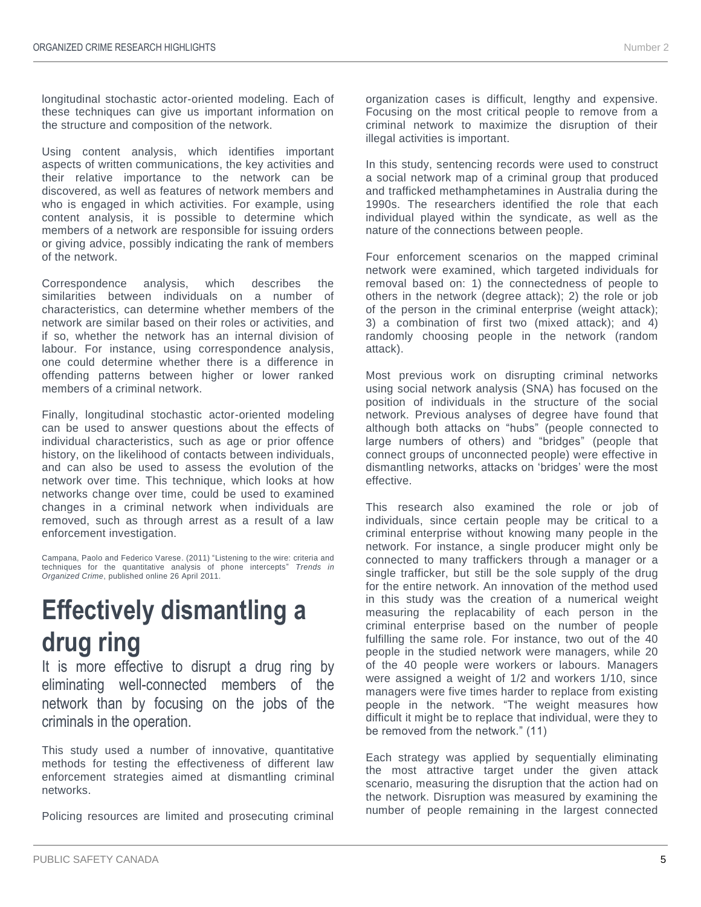longitudinal stochastic actor-oriented modeling. Each of these techniques can give us important information on the structure and composition of the network.

Using content analysis, which identifies important aspects of written communications, the key activities and their relative importance to the network can be discovered, as well as features of network members and who is engaged in which activities. For example, using content analysis, it is possible to determine which members of a network are responsible for issuing orders or giving advice, possibly indicating the rank of members of the network.

Correspondence analysis, which describes the similarities between individuals on a number of characteristics, can determine whether members of the network are similar based on their roles or activities, and if so, whether the network has an internal division of labour. For instance, using correspondence analysis, one could determine whether there is a difference in offending patterns between higher or lower ranked members of a criminal network.

Finally, longitudinal stochastic actor-oriented modeling can be used to answer questions about the effects of individual characteristics, such as age or prior offence history, on the likelihood of contacts between individuals, and can also be used to assess the evolution of the network over time. This technique, which looks at how networks change over time, could be used to examined changes in a criminal network when individuals are removed, such as through arrest as a result of a law enforcement investigation.

Campana, Paolo and Federico Varese. (2011) "Listening to the wire: criteria and techniques for the quantitative analysis of phone intercepts" *Trends in Organized Crime*, published online 26 April 2011.

# Effectively dismantling a drug ring

It is more effective to disrupt a drug ring by eliminating well-connected members of the network than by focusing on the jobs of the criminals in the operation.

This study used a number of innovative, quantitative methods for testing the effectiveness of different law enforcement strategies aimed at dismantling criminal networks.

Policing resources are limited and prosecuting criminal organization cases is difficult, lengthy and expensive. Focusing on the most critical people to remove from a criminal network to maximize the disruption of their illegal activities is important.

In this study, sentencing records were used to construct a social network map of a criminal group that produced and trafficked methamphetamines in Australia during the 1990s. The researchers identified the role that each individual played within the syndicate, as well as the nature of the connections between people.

Four enforcement scenarios on the mapped criminal network were examined, which targeted individuals for removal based on: 1) the connectedness of people to others in the network (degree attack); 2) the role or job of the person in the criminal enterprise (weight attack); 3) a combination of first two (mixed attack); and 4) randomly choosing people in the network (random attack).

Most previous work on disrupting criminal networks using social network analysis (SNA) has focused on the position of individuals in the structure of the social network. Previous analyses of degree have found that although both attacks on "hubs" (people connected to large numbers of others) and "bridges" (people that connect groups of unconnected people) were effective in dismantling networks, attacks on 'bridges' were the most effective.

This research also examined the role or job of individuals, since certain people may be critical to a criminal enterprise without knowing many people in the network. For instance, a single producer might only be connected to many traffickers through a manager or a single trafficker, but still be the sole supply of the drug for the entire network. An innovation of the method used in this study was the creation of a numerical weight measuring the replacability of each person in the criminal enterprise based on the number of people fulfilling the same role. For instance, two out of the 40 people in the studied network were managers, while 20 of the 40 people were workers or labours. Managers were assigned a weight of 1/2 and workers 1/10, since managers were five times harder to replace from existing people in the network. "The weight measures how difficult it might be to replace that individual, were they to be removed from the network." (11)

Each strategy was applied by sequentially eliminating the most attractive target under the given attack scenario, measuring the disruption that the action had on the network. Disruption was measured by examining the number of people remaining in the largest connected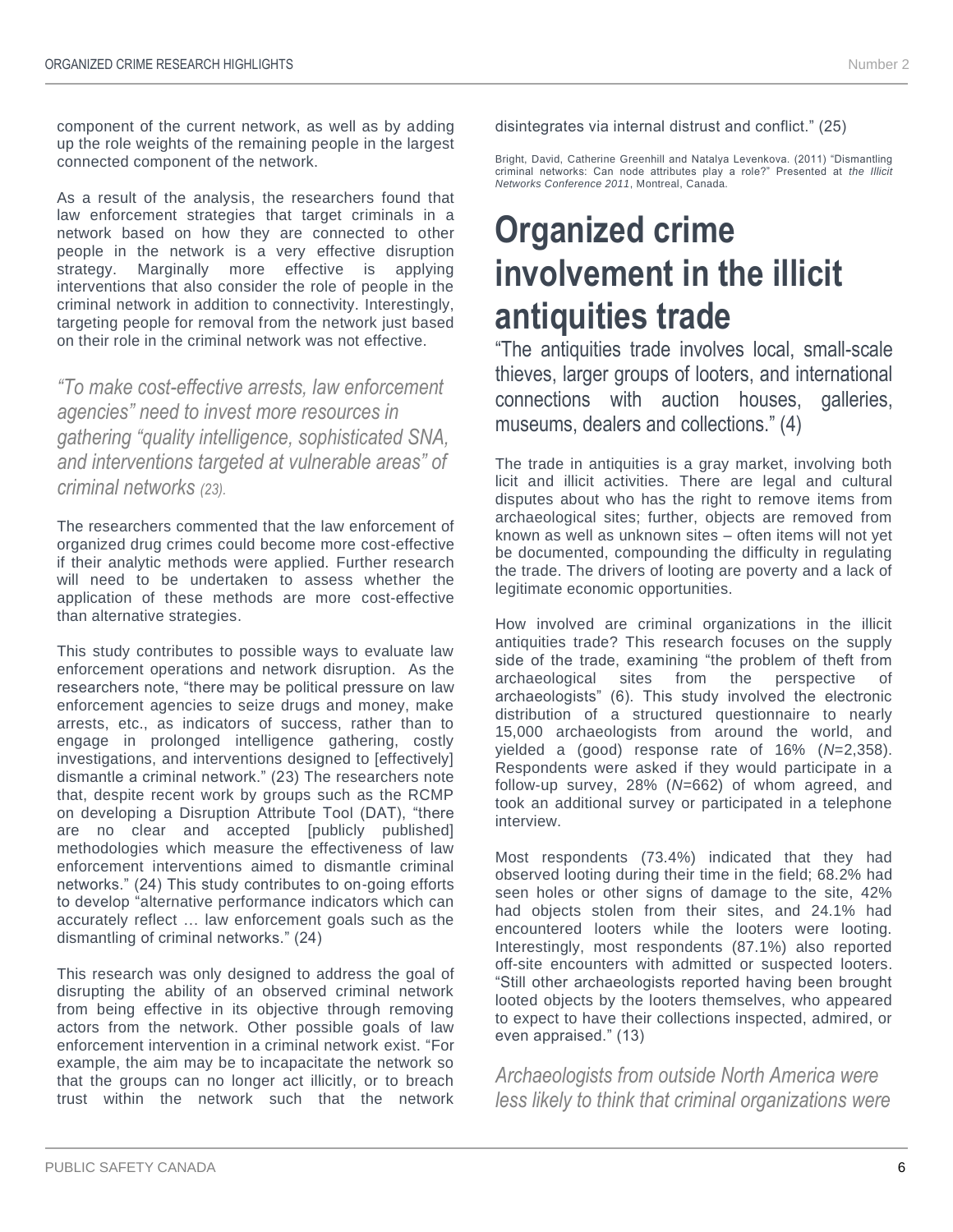component of the current network, as well as by adding up the role weights of the remaining people in the largest connected component of the network.

As a result of the analysis, the researchers found that law enforcement strategies that target criminals in a network based on how they are connected to other people in the network is a very effective disruption strategy. Marginally more effective is applying interventions that also consider the role of people in the criminal network in addition to connectivity. Interestingly, targeting people for removal from the network just based on their role in the criminal network was not effective.

*"To make cost-effective arrests, law enforcement agencies" need to invest more resources in gathering "quality intelligence, sophisticated SNA, and interventions targeted at vulnerable areas" of criminal networks (23).*

The researchers commented that the law enforcement of organized drug crimes could become more cost-effective if their analytic methods were applied. Further research will need to be undertaken to assess whether the application of these methods are more cost-effective than alternative strategies.

This study contributes to possible ways to evaluate law enforcement operations and network disruption. As the researchers note, "there may be political pressure on law enforcement agencies to seize drugs and money, make arrests, etc., as indicators of success, rather than to engage in prolonged intelligence gathering, costly investigations, and interventions designed to [effectively] dismantle a criminal network." (23) The researchers note that, despite recent work by groups such as the RCMP on developing a Disruption Attribute Tool (DAT), "there are no clear and accepted [publicly published] methodologies which measure the effectiveness of law enforcement interventions aimed to dismantle criminal networks." (24) This study contributes to on-going efforts to develop "alternative performance indicators which can accurately reflect … law enforcement goals such as the dismantling of criminal networks." (24)

This research was only designed to address the goal of disrupting the ability of an observed criminal network from being effective in its objective through removing actors from the network. Other possible goals of law enforcement intervention in a criminal network exist. "For example, the aim may be to incapacitate the network so that the groups can no longer act illicitly, or to breach trust within the network such that the network disintegrates via internal distrust and conflict." (25)

Bright, David, Catherine Greenhill and Natalya Levenkova. (2011) "Dismantling criminal networks: Can node attributes play a role?" Presented at *the Illicit Networks Conference 2011*, Montreal, Canada.

# Organized crime involvement in the illicit antiquities trade

"The antiquities trade involves local, small-scale thieves, larger groups of looters, and international connections with auction houses, galleries, museums, dealers and collections." (4)

The trade in antiquities is a gray market, involving both licit and illicit activities. There are legal and cultural disputes about who has the right to remove items from archaeological sites; further, objects are removed from known as well as unknown sites – often items will not yet be documented, compounding the difficulty in regulating the trade. The drivers of looting are poverty and a lack of legitimate economic opportunities.

How involved are criminal organizations in the illicit antiquities trade? This research focuses on the supply side of the trade, examining "the problem of theft from archaeological sites from the perspective of archaeologists" (6). This study involved the electronic distribution of a structured questionnaire to nearly 15,000 archaeologists from around the world, and yielded a (good) response rate of 16% (*N*=2,358). Respondents were asked if they would participate in a follow-up survey, 28% (*N*=662) of whom agreed, and took an additional survey or participated in a telephone interview.

Most respondents (73.4%) indicated that they had observed looting during their time in the field; 68.2% had seen holes or other signs of damage to the site, 42% had objects stolen from their sites, and 24.1% had encountered looters while the looters were looting. Interestingly, most respondents (87.1%) also reported off-site encounters with admitted or suspected looters. "Still other archaeologists reported having been brought looted objects by the looters themselves, who appeared to expect to have their collections inspected, admired, or even appraised." (13)

*Archaeologists from outside North America were less likely to think that criminal organizations were*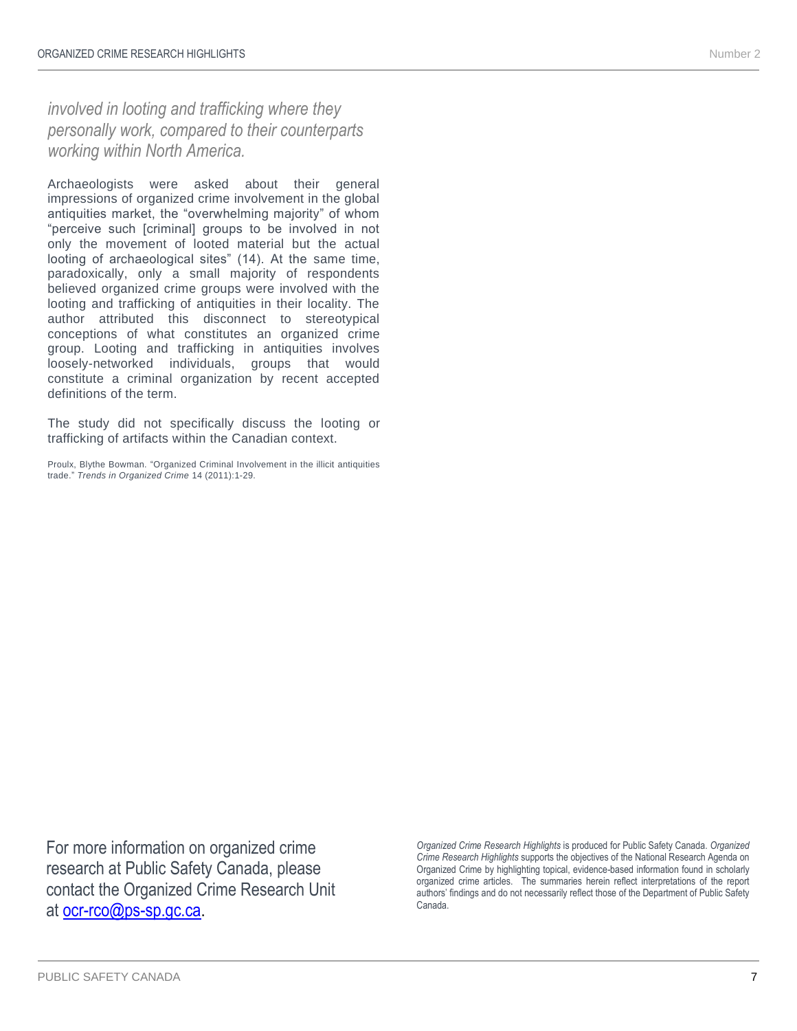*involved in looting and trafficking where they personally work, compared to their counterparts working within North America.*

Archaeologists were asked about their general impressions of organized crime involvement in the global antiquities market, the "overwhelming majority" of whom "perceive such [criminal] groups to be involved in not only the movement of looted material but the actual looting of archaeological sites" (14). At the same time, paradoxically, only a small majority of respondents believed organized crime groups were involved with the looting and trafficking of antiquities in their locality. The author attributed this disconnect to stereotypical conceptions of what constitutes an organized crime group. Looting and trafficking in antiquities involves loosely-networked individuals, groups that would constitute a criminal organization by recent accepted definitions of the term.

The study did not specifically discuss the looting or trafficking of artifacts within the Canadian context.

Proulx, Blythe Bowman. "Organized Criminal Involvement in the illicit antiquities trade." *Trends in Organized Crime* 14 (2011):1-29.

For more information on organized crime research at Public Safety Canada, please contact the Organized Crime Research Unit at ocr-rco@ps-sp.gc.ca.

*Organized Crime Research Highlights* is produced for Public Safety Canada. *Organized Crime Research Highlights* supports the objectives of the National Research Agenda on Organized Crime by highlighting topical, evidence-based information found in scholarly organized crime articles. The summaries herein reflect interpretations of the report authors' findings and do not necessarily reflect those of the Department of Public Safety Canada.